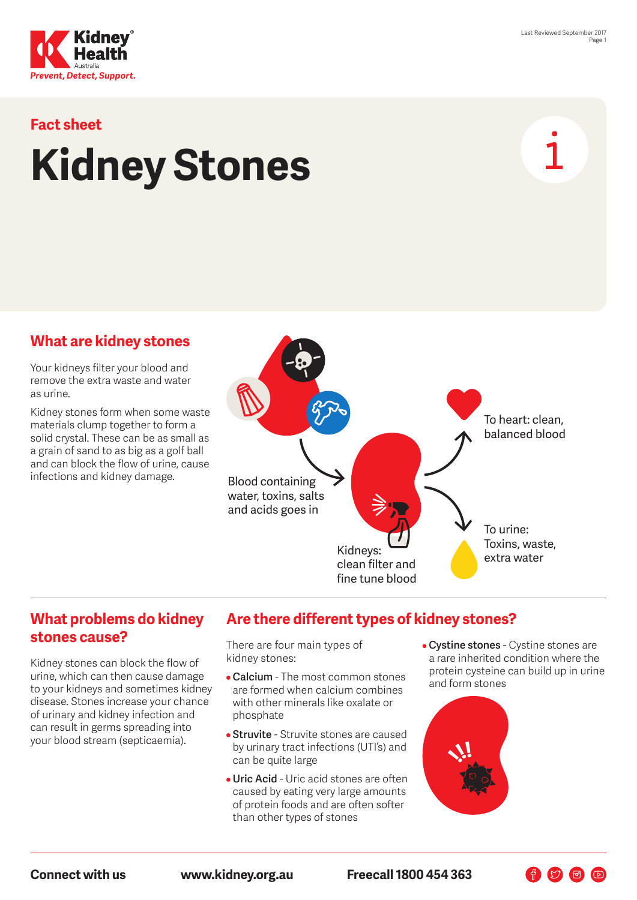Fact sheet

# Kidney Stones

## What are kidney stones

Your kidneys filter your blood and remove the extra waste and water as urine.

Kidney stones form when some waste materials clump together to form a solid crystal. These can be as small as a grain of sand to as big as a golf ball and can block the flow of urine, cause infections and kidney damage.

Blood containing water, toxins, salts and acids goes in

Kidneys: clean filter and fine tune blood

To heart: clean, balanced blood

To urine: Toxins, waste, extra water

## What problems do kidney stones cause?

Kidney stones can block the flow of urine, which can then cause damage to your kidneys and sometimes kidney disease. Stones increase your chance of urinary and kidney infection and can result in germs spreading into your blood stream (septicaemia).

## Are there different types of kidney stones?

There are four main types of kidney stones:

- **Calcium** - The most common stones are formed when calcium combines with other minerals like oxalate or phosphate
- **Struvite** - Struvite stones are caused by urinary tract infections (UTI's) and can be quite large
- **Uric Acid** - Uric acid stones are often caused by eating very large amounts of protein foods and are often softer than other types of stones
- **Cystine stones** - Cystine stones are a rare inherited condition where the protein cysteine can build up in urine and form stones

**Connect with us** **www.kidney.org.au** **Freecall 1800 454 363**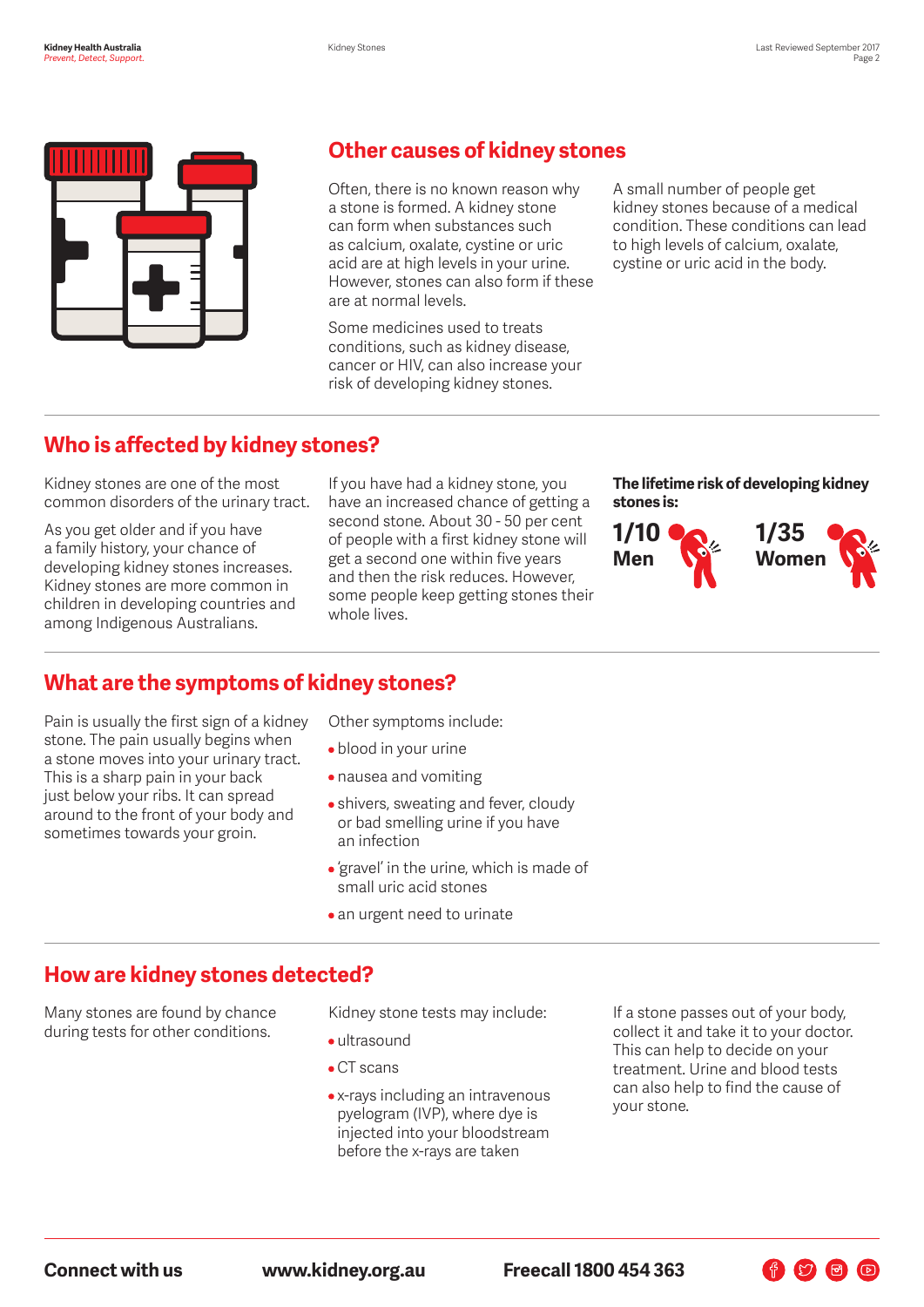## Other causes of kidney stones

Often, there is no known reason why a stone is formed. A kidney stone can form when substances such as calcium, oxalate, cystine or uric acid are at high levels in your urine. However, stones can also form if these are at normal levels.

Some medicines used to treats conditions, such as kidney disease, cancer or HIV, can also increase your risk of developing kidney stones.

A small number of people get kidney stones because of a medical condition. These conditions can lead to high levels of calcium, oxalate, cystine or uric acid in the body.

## Who is affected by kidney stones?

Kidney stones are one of the most common disorders of the urinary tract.

As you get older and if you have a family history, your chance of developing kidney stones increases. Kidney stones are more common in children in developing countries and among Indigenous Australians.

If you have had a kidney stone, you have an increased chance of getting a second stone. About 30 - 50 per cent of people with a first kidney stone will get a second one within five years and then the risk reduces. However, some people keep getting stones their whole lives.

**The lifetime risk of developing kidney stones is:**

**1/10 Men**

**1/35 Women**

## What are the symptoms of kidney stones?

Pain is usually the first sign of a kidney stone. The pain usually begins when a stone moves into your urinary tract. This is a sharp pain in your back just below your ribs. It can spread around to the front of your body and sometimes towards your groin.

Other symptoms include:

- blood in your urine
- nausea and vomiting
- shivers, sweating and fever, cloudy or bad smelling urine if you have an infection
- 'gravel' in the urine, which is made of small uric acid stones
- an urgent need to urinate

## How are kidney stones detected?

Many stones are found by chance during tests for other conditions.

Kidney stone tests may include:

- ultrasound
- CT scans
- x-rays including an intravenous pyelogram (IVP), where dye is injected into your bloodstream before the x-rays are taken

If a stone passes out of your body, collect it and take it to your doctor. This can help to decide on your treatment. Urine and blood tests can also help to find the cause of your stone.

**Connect with us** **www.kidney.org.au** **Freecall 1800 454 363**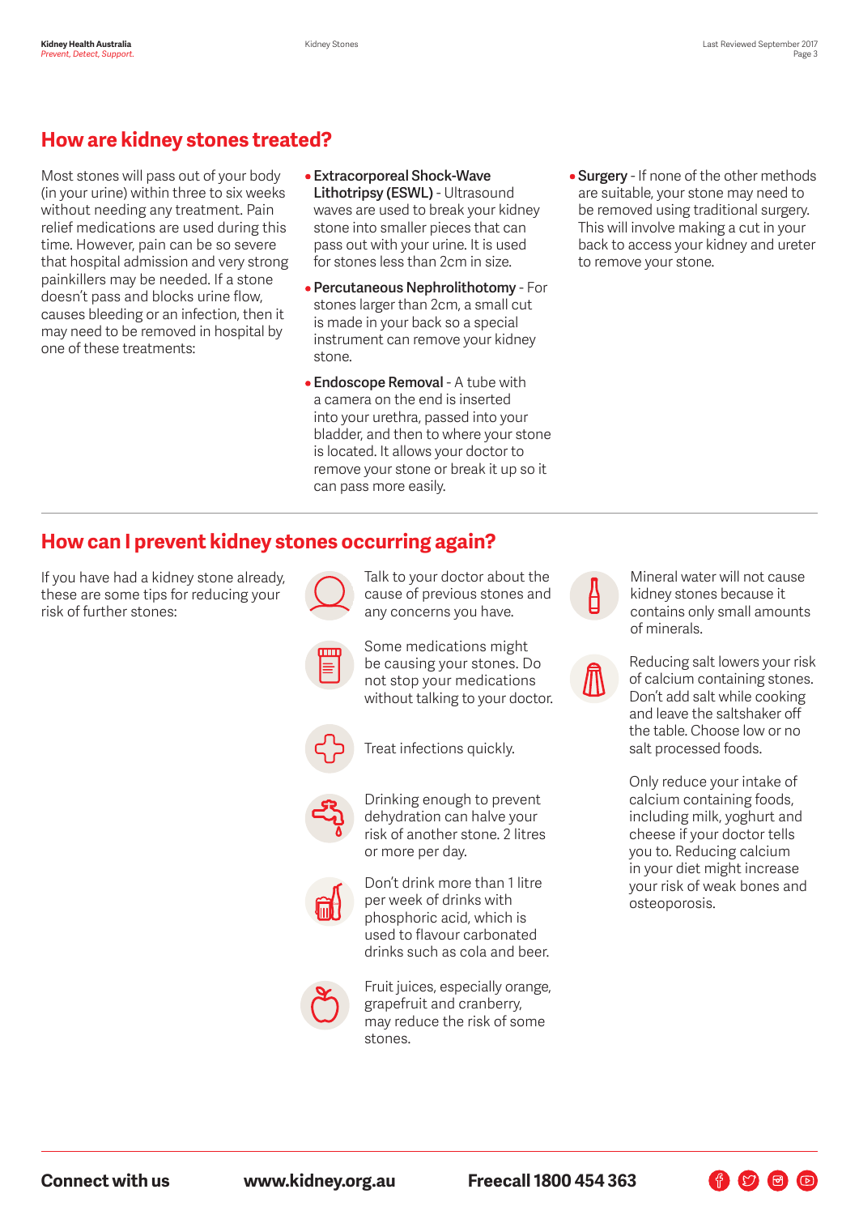## How are kidney stones treated?

Most stones will pass out of your body (in your urine) within three to six weeks without needing any treatment. Pain relief medications are used during this time. However, pain can be so severe that hospital admission and very strong painkillers may be needed. If a stone doesn't pass and blocks urine flow, causes bleeding or an infection, then it may need to be removed in hospital by one of these treatments:

- **Extracorporeal Shock-Wave Lithotripsy (ESWL)** - Ultrasound waves are used to break your kidney stone into smaller pieces that can pass out with your urine. It is used for stones less than 2cm in size.
- **Percutaneous Nephrolithotomy** - For stones larger than 2cm, a small cut is made in your back so a special instrument can remove your kidney stone.
- **Endoscope Removal** - A tube with a camera on the end is inserted into your urethra, passed into your bladder, and then to where your stone is located. It allows your doctor to remove your stone or break it up so it can pass more easily.
- **Surgery** - If none of the other methods are suitable, your stone may need to be removed using traditional surgery. This will involve making a cut in your back to access your kidney and ureter to remove your stone.

## How can I prevent kidney stones occurring again?

If you have had a kidney stone already, these are some tips for reducing your risk of further stones:

- Talk to your doctor about the cause of previous stones and any concerns you have.
- Some medications might be causing your stones. Do not stop your medications without talking to your doctor.
- Treat infections quickly.
- Drinking enough to prevent dehydration can halve your risk of another stone. 2 litres or more per day.
- Don't drink more than 1 litre per week of drinks with phosphoric acid, which is used to flavour carbonated drinks such as cola and beer.
- Fruit juices, especially orange, grapefruit and cranberry, may reduce the risk of some stones.
- Mineral water will not cause kidney stones because it contains only small amounts of minerals.
- Reducing salt lowers your risk of calcium containing stones. Don't add salt while cooking and leave the saltshaker off the table. Choose low or no salt processed foods.
- Only reduce your intake of calcium containing foods, including milk, yoghurt and cheese if your doctor tells you to. Reducing calcium in your diet might increase your risk of weak bones and osteoporosis.

**Connect with us** **www.kidney.org.au** **Freecall 1800 454 363**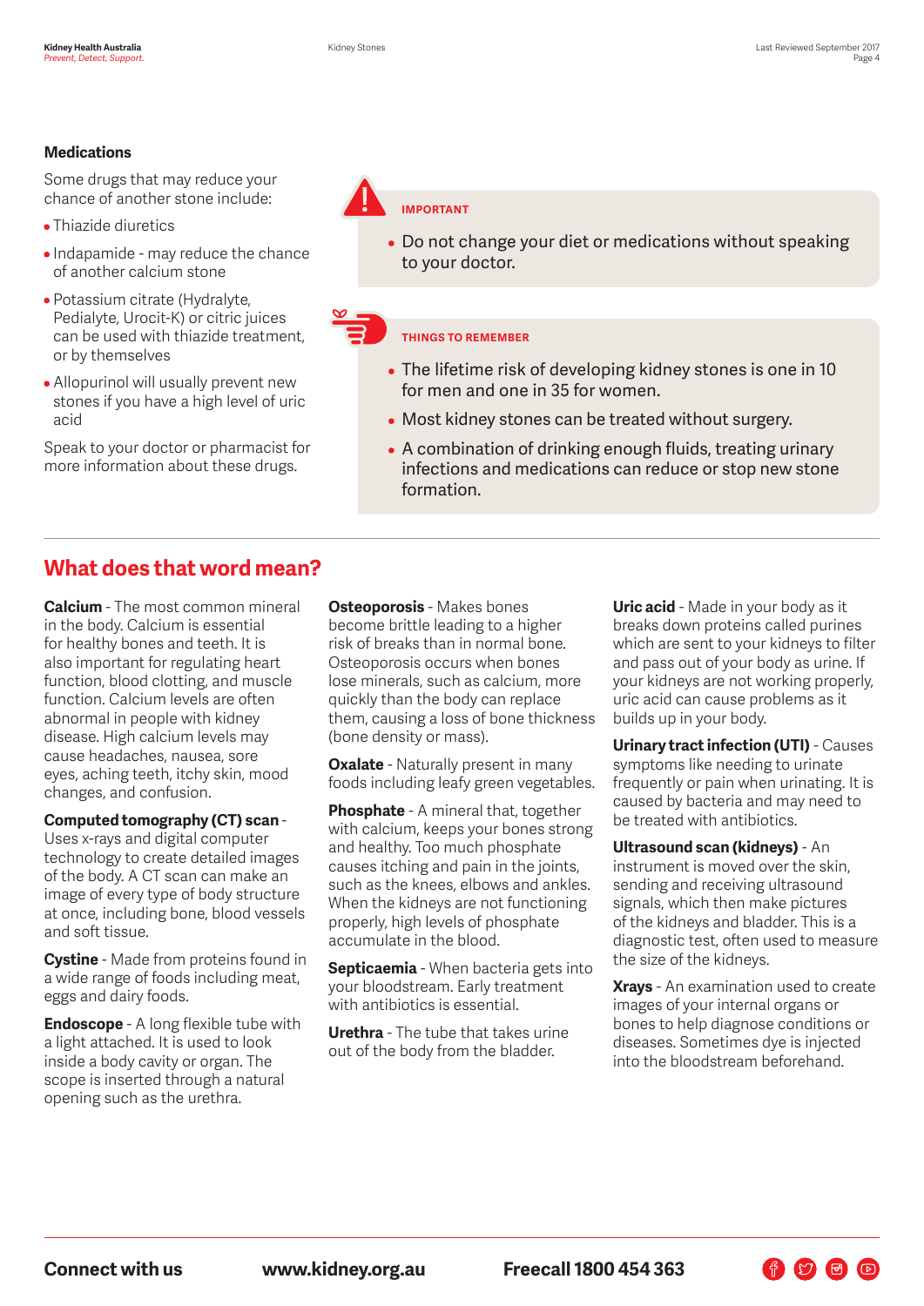### Medications

Some drugs that may reduce your chance of another stone include:

- Thiazide diuretics
- Indapamide - may reduce the chance of another calcium stone
- Potassium citrate (Hydralyte, Pedialyte, Urocit-K) or citric juices can be used with thiazide treatment, or by themselves
- Allopurinol will usually prevent new stones if you have a high level of uric acid

Speak to your doctor or pharmacist for more information about these drugs.

**IMPORTANT**

- Do not change your diet or medications without speaking to your doctor.

**THINGS TO REMEMBER**

- The lifetime risk of developing kidney stones is one in 10 for men and one in 35 for women.
- Most kidney stones can be treated without surgery.
- A combination of drinking enough fluids, treating urinary infections and medications can reduce or stop new stone formation.

## What does that word mean?

**Calcium** - The most common mineral in the body. Calcium is essential for healthy bones and teeth. It is also important for regulating heart function, blood clotting, and muscle function. Calcium levels are often abnormal in people with kidney disease. High calcium levels may cause headaches, nausea, sore eyes, aching teeth, itchy skin, mood changes, and confusion.

**Computed tomography (CT) scan** - Uses x-rays and digital computer technology to create detailed images of the body. A CT scan can make an image of every type of body structure at once, including bone, blood vessels and soft tissue.

**Cystine** - Made from proteins found in a wide range of foods including meat, eggs and dairy foods.

**Endoscope** - A long flexible tube with a light attached. It is used to look inside a body cavity or organ. The scope is inserted through a natural opening such as the urethra.

**Osteoporosis** - Makes bones become brittle leading to a higher risk of breaks than in normal bone. Osteoporosis occurs when bones lose minerals, such as calcium, more quickly than the body can replace them, causing a loss of bone thickness (bone density or mass).

**Oxalate** - Naturally present in many foods including leafy green vegetables.

**Phosphate** - A mineral that, together with calcium, keeps your bones strong and healthy. Too much phosphate causes itching and pain in the joints, such as the knees, elbows and ankles. When the kidneys are not functioning properly, high levels of phosphate accumulate in the blood.

**Septicaemia** - When bacteria gets into your bloodstream. Early treatment with antibiotics is essential.

**Urethra** - The tube that takes urine out of the body from the bladder.

**Uric acid** - Made in your body as it breaks down proteins called purines which are sent to your kidneys to filter and pass out of your body as urine. If your kidneys are not working properly, uric acid can cause problems as it builds up in your body.

**Urinary tract infection (UTI)** - Causes symptoms like needing to urinate frequently or pain when urinating. It is caused by bacteria and may need to be treated with antibiotics.

**Ultrasound scan (kidneys)** - An instrument is moved over the skin, sending and receiving ultrasound signals, which then make pictures of the kidneys and bladder. This is a diagnostic test, often used to measure the size of the kidneys.

**Xrays** - An examination used to create images of your internal organs or bones to help diagnose conditions or diseases. Sometimes dye is injected into the bloodstream beforehand.

**Connect with us** **www.kidney.org.au** **Freecall 1800 454 363**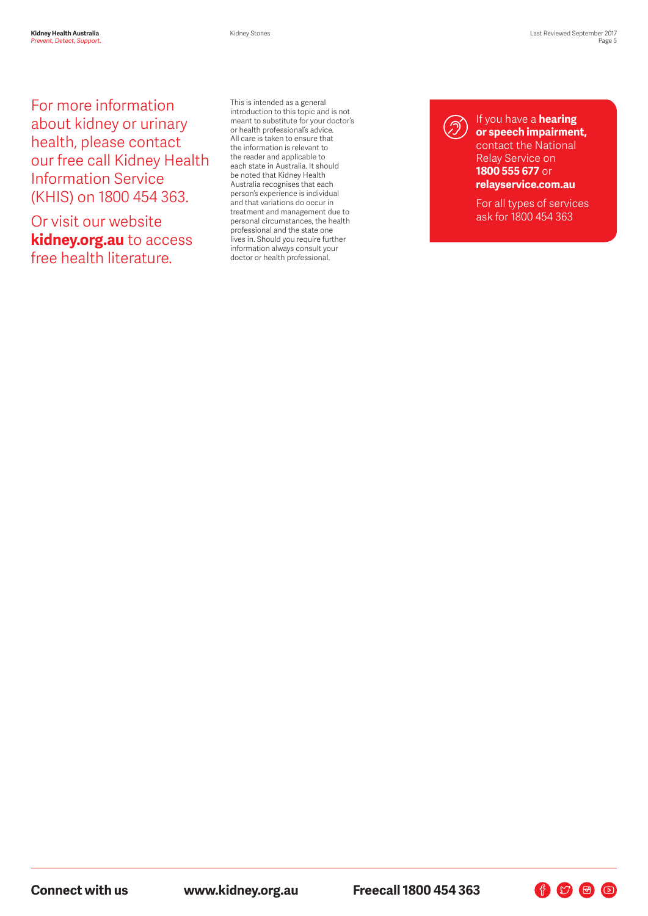For more information about kidney or urinary health, please contact our free call Kidney Health Information Service (KHIS) on 1800 454 363.

Or visit our website **kidney.org.au** to access free health literature.

This is intended as a general introduction to this topic and is not meant to substitute for your doctor's or health professional's advice. All care is taken to ensure that the information is relevant to the reader and applicable to each state in Australia. It should be noted that Kidney Health Australia recognises that each person's experience is individual and that variations do occur in treatment and management due to personal circumstances, the health professional and the state one lives in. Should you require further information always consult your doctor or health professional.

If you have a **hearing or speech impairment,** contact the National Relay Service on **1800 555 677** or **relayservice.com.au**

For all types of services ask for 1800 454 363

**Connect with us** **www.kidney.org.au** **Freecall 1800 454 363**